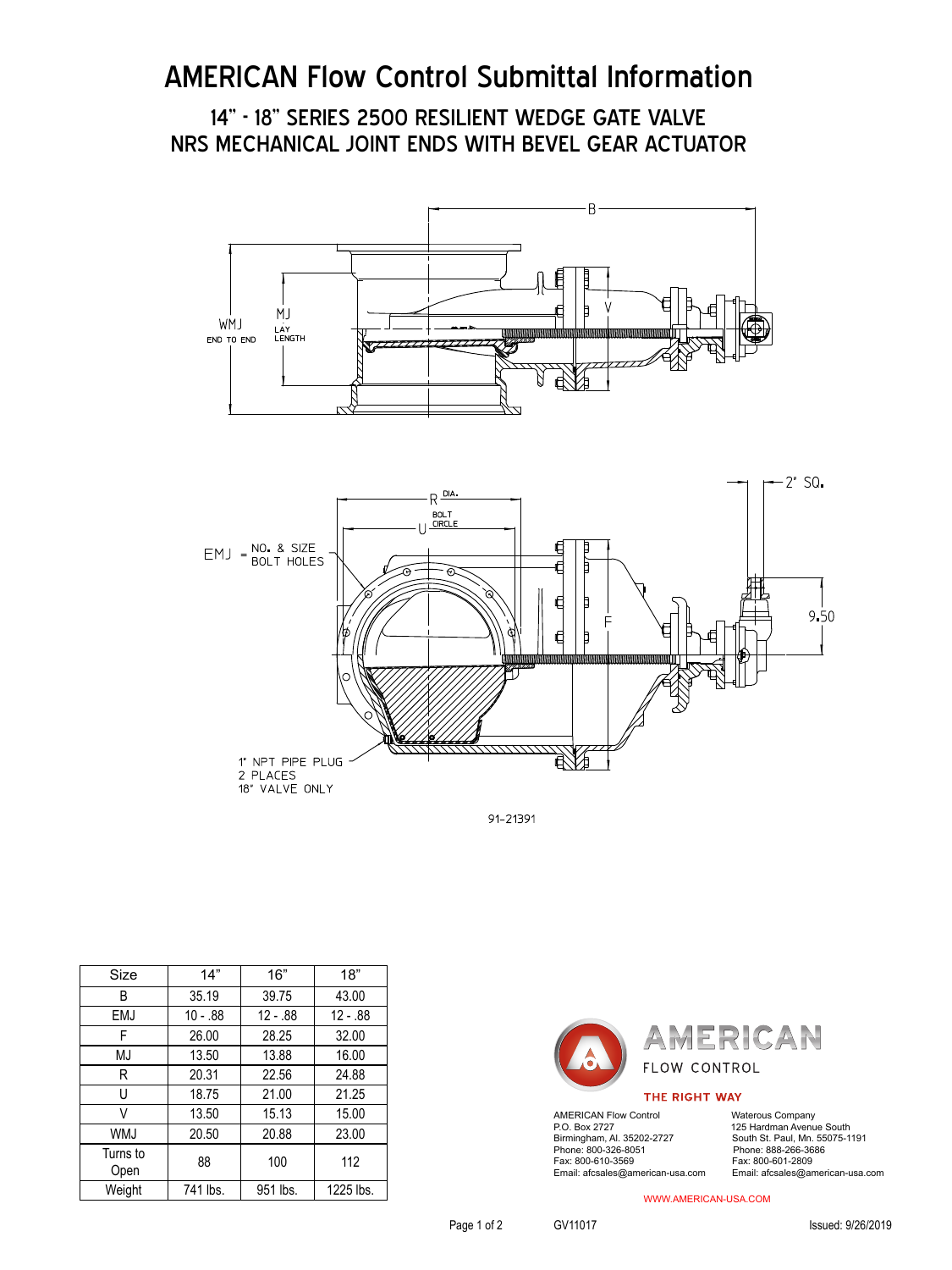# AMERICAN Flow Control Submittal Information

## 14" - 18" SERIES 2500 RESILIENT WEDGE GATE VALVE
## NRS MECHANICAL JOINT ENDS WITH BEVEL GEAR ACTUATOR

B

WMJ
END TO END

MJ
LAY
LENGTH

V

R DIA.

BOLT
U CIRCLE

EMJ = NO. & SIZE
BOLT HOLES

2" SQ.

F

9.50

1" NPT PIPE PLUG
2 PLACES
18" VALVE ONLY

91-21391

| Size | 14" | 16" | 18" |
|---|---|---|---|
| B | 35.19 | 39.75 | 43.00 |
| EMJ | 10 - .88 | 12 - .88 | 12 - .88 |
| F | 26.00 | 28.25 | 32.00 |
| MJ | 13.50 | 13.88 | 16.00 |
| R | 20.31 | 22.56 | 24.88 |
| U | 18.75 | 21.00 | 21.25 |
| V | 13.50 | 15.13 | 15.00 |
| WMJ | 20.50 | 20.88 | 23.00 |
| Turns to Open | 88 | 100 | 112 |
| Weight | 741 lbs. | 951 lbs. | 1225 lbs. |

AMERICAN
FLOW CONTROL
THE RIGHT WAY

AMERICAN Flow Control
P.O. Box 2727
Birmingham, Al. 35202-2727
Phone: 800-326-8051
Fax: 800-610-3569
Email: afcsales@american-usa.com

Waterous Company
125 Hardman Avenue South
South St. Paul, Mn. 55075-1191
Phone: 888-266-3686
Fax: 800-601-2809
Email: afcsales@american-usa.com

WWW.AMERICAN-USA.COM

GV11017

Issued: 9/26/2019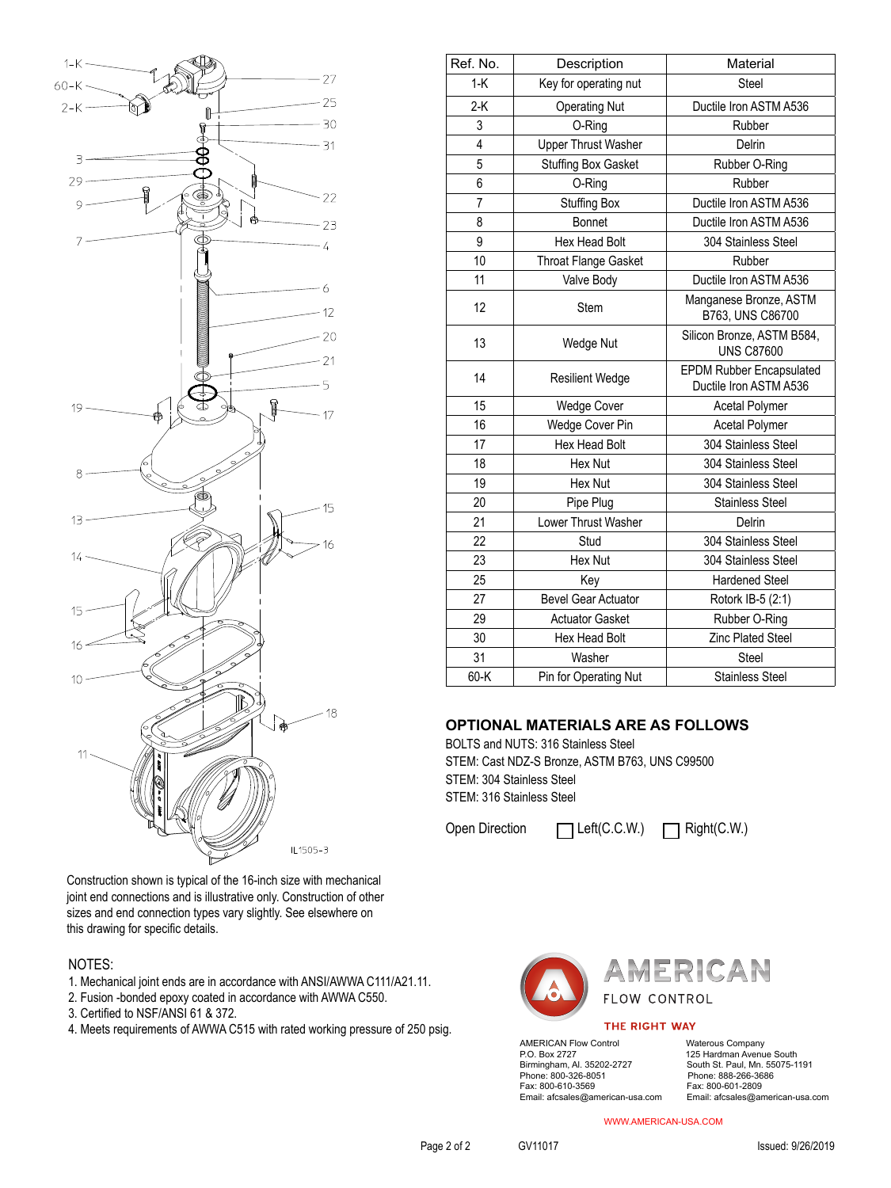| Ref. No. | Description | Material |
|---|---|---|
| 1-K | Key for operating nut | Steel |
| 2-K | Operating Nut | Ductile Iron ASTM A536 |
| 3 | O-Ring | Rubber |
| 4 | Upper Thrust Washer | Delrin |
| 5 | Stuffing Box Gasket | Rubber O-Ring |
| 6 | O-Ring | Rubber |
| 7 | Stuffing Box | Ductile Iron ASTM A536 |
| 8 | Bonnet | Ductile Iron ASTM A536 |
| 9 | Hex Head Bolt | 304 Stainless Steel |
| 10 | Throat Flange Gasket | Rubber |
| 11 | Valve Body | Ductile Iron ASTM A536 |
| 12 | Stem | Manganese Bronze, ASTM B763, UNS C86700 |
| 13 | Wedge Nut | Silicon Bronze, ASTM B584, UNS C87600 |
| 14 | Resilient Wedge | EPDM Rubber Encapsulated Ductile Iron ASTM A536 |
| 15 | Wedge Cover | Acetal Polymer |
| 16 | Wedge Cover Pin | Acetal Polymer |
| 17 | Hex Head Bolt | 304 Stainless Steel |
| 18 | Hex Nut | 304 Stainless Steel |
| 19 | Hex Nut | 304 Stainless Steel |
| 20 | Pipe Plug | Stainless Steel |
| 21 | Lower Thrust Washer | Delrin |
| 22 | Stud | 304 Stainless Steel |
| 23 | Hex Nut | 304 Stainless Steel |
| 25 | Key | Hardened Steel |
| 27 | Bevel Gear Actuator | Rotork IB-5 (2:1) |
| 29 | Actuator Gasket | Rubber O-Ring |
| 30 | Hex Head Bolt | Zinc Plated Steel |
| 31 | Washer | Steel |
| 60-K | Pin for Operating Nut | Stainless Steel |

1-K
60-K
2-K
3
29
9
7
27
25
30
31
22
23
4
6
12
20
21
5
19
17
8
13
15
16
14
15
16
10
18
11
IL1505-3

Construction shown is typical of the 16-inch size with mechanical joint end connections and is illustrative only. Construction of other sizes and end connection types vary slightly. See elsewhere on this drawing for specific details.

## OPTIONAL MATERIALS ARE AS FOLLOWS

BOLTS and NUTS: 316 Stainless Steel
STEM: Cast NDZ-S Bronze, ASTM B763, UNS C99500
STEM: 304 Stainless Steel
STEM: 316 Stainless Steel

Open Direction ☐ Left(C.C.W.) ☐ Right(C.W.)

NOTES:

1. Mechanical joint ends are in accordance with ANSI/AWWA C111/A21.11.
2. Fusion -bonded epoxy coated in accordance with AWWA C550.
3. Certified to NSF/ANSI 61 & 372.
4. Meets requirements of AWWA C515 with rated working pressure of 250 psig.

AMERICAN
FLOW CONTROL
THE RIGHT WAY

AMERICAN Flow Control
P.O. Box 2727
Birmingham, Al. 35202-2727
Phone: 800-326-8051
Fax: 800-610-3569
Email: afcsales@american-usa.com

Waterous Company
125 Hardman Avenue South
South St. Paul, Mn. 55075-1191
Phone: 888-266-3686
Fax: 800-601-2809
Email: afcsales@american-usa.com

WWW.AMERICAN-USA.COM

GV11017 Issued: 9/26/2019